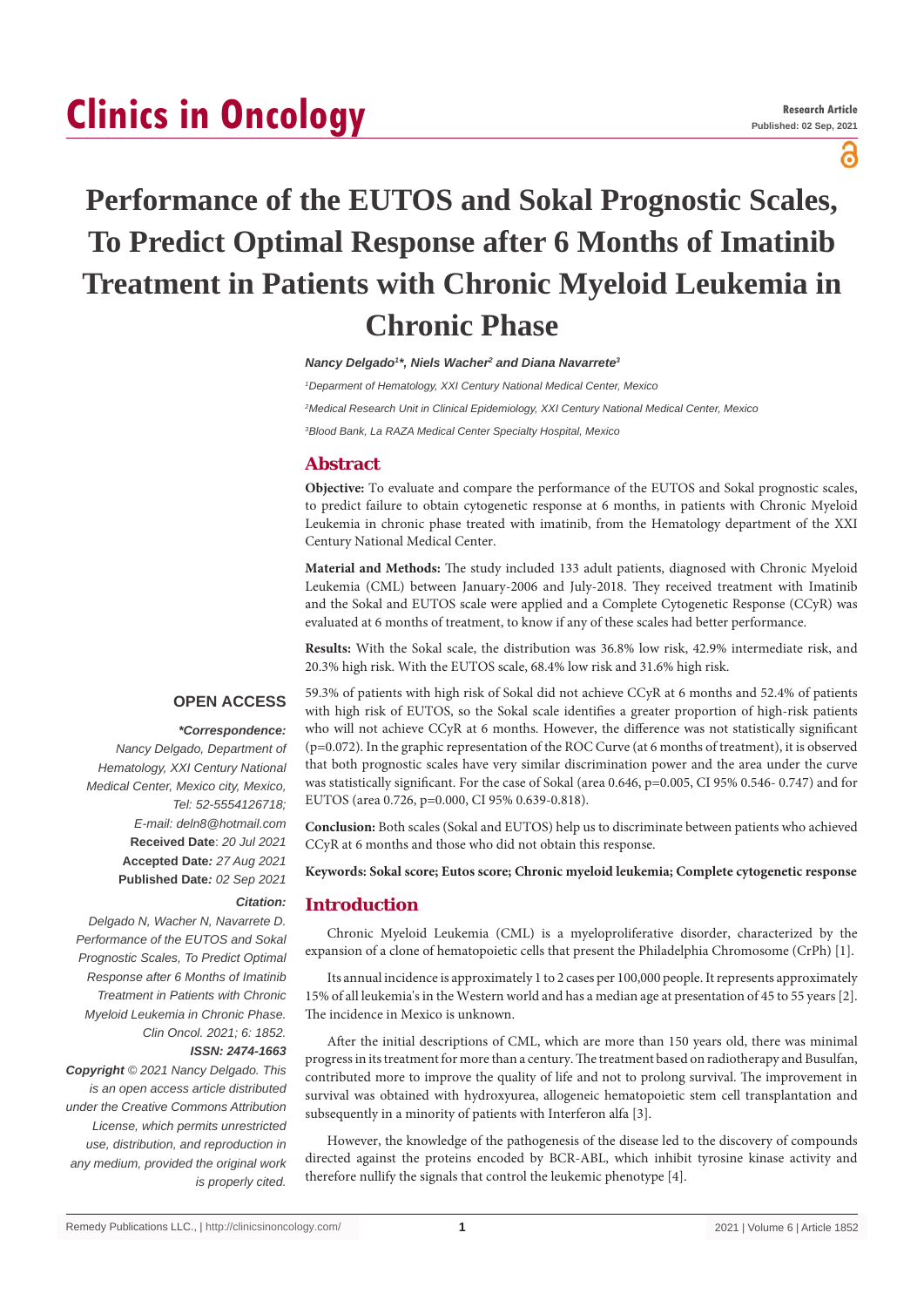# Performance of the EUTOS and Sokal Prognostic Scales, To Predict Optimal Response after 6 Months of Imatinib Treatment in Patients with Chronic Myeloid Leukemia in Chronic Phase

***Nancy Delgado[1]\*, Niels Wacher[2] and Diana Navarrete[3]***

*[1]Deparment of Hematology, XXI Century National Medical Center, Mexico*

*[2]Medical Research Unit in Clinical Epidemiology, XXI Century National Medical Center, Mexico*

*[3]Blood Bank, La RAZA Medical Center Specialty Hospital, Mexico*

## Abstract

**Objective:** To evaluate and compare the performance of the EUTOS and Sokal prognostic scales, to predict failure to obtain cytogenetic response at 6 months, in patients with Chronic Myeloid Leukemia in chronic phase treated with imatinib, from the Hematology department of the XXI Century National Medical Center.

**Material and Methods:** The study included 133 adult patients, diagnosed with Chronic Myeloid Leukemia (CML) between January-2006 and July-2018. They received treatment with Imatinib and the Sokal and EUTOS scale were applied and a Complete Cytogenetic Response (CCyR) was evaluated at 6 months of treatment, to know if any of these scales had better performance.

**Results:** With the Sokal scale, the distribution was 36.8% low risk, 42.9% intermediate risk, and 20.3% high risk. With the EUTOS scale, 68.4% low risk and 31.6% high risk.

59.3% of patients with high risk of Sokal did not achieve CCyR at 6 months and 52.4% of patients with high risk of EUTOS, so the Sokal scale identifies a greater proportion of high-risk patients who will not achieve CCyR at 6 months. However, the difference was not statistically significant ($p=0.072$). In the graphic representation of the ROC Curve (at 6 months of treatment), it is observed that both prognostic scales have very similar discrimination power and the area under the curve was statistically significant. For the case of Sokal (area 0.646, $p=0.005$, CI 95% 0.546- 0.747) and for EUTOS (area 0.726, $p=0.000$, CI 95% 0.639-0.818).

**Conclusion:** Both scales (Sokal and EUTOS) help us to discriminate between patients who achieved CCyR at 6 months and those who did not obtain this response.

**Keywords: Sokal score; Eutos score; Chronic myeloid leukemia; Complete cytogenetic response**

**OPEN ACCESS**

***\*Correspondence:***

*Nancy Delgado, Department of Hematology, XXI Century National Medical Center, Mexico city, Mexico, Tel: 52-5554126718; E-mail: deln8@hotmail.com*

**Received Date**: *20 Jul 2021*

**Accepted Date***: 27 Aug 2021*

**Published Date***: 02 Sep 2021*

***Citation:***

*Delgado N, Wacher N, Navarrete D. Performance of the EUTOS and Sokal Prognostic Scales, To Predict Optimal Response after 6 Months of Imatinib Treatment in Patients with Chronic Myeloid Leukemia in Chronic Phase. Clin Oncol. 2021; 6: 1852.*

***ISSN: 2474-1663***

***Copyright** © 2021 Nancy Delgado. This is an open access article distributed under the Creative Commons Attribution License, which permits unrestricted use, distribution, and reproduction in any medium, provided the original work is properly cited.*

## Introduction

Chronic Myeloid Leukemia (CML) is a myeloproliferative disorder, characterized by the expansion of a clone of hematopoietic cells that present the Philadelphia Chromosome (CrPh) [1].

Its annual incidence is approximately 1 to 2 cases per 100,000 people. It represents approximately 15% of all leukemia's in the Western world and has a median age at presentation of 45 to 55 years [2]. The incidence in Mexico is unknown.

After the initial descriptions of CML, which are more than 150 years old, there was minimal progress in its treatment for more than a century. The treatment based on radiotherapy and Busulfan, contributed more to improve the quality of life and not to prolong survival. The improvement in survival was obtained with hydroxyurea, allogeneic hematopoietic stem cell transplantation and subsequently in a minority of patients with Interferon alfa [3].

However, the knowledge of the pathogenesis of the disease led to the discovery of compounds directed against the proteins encoded by BCR-ABL, which inhibit tyrosine kinase activity and therefore nullify the signals that control the leukemic phenotype [4].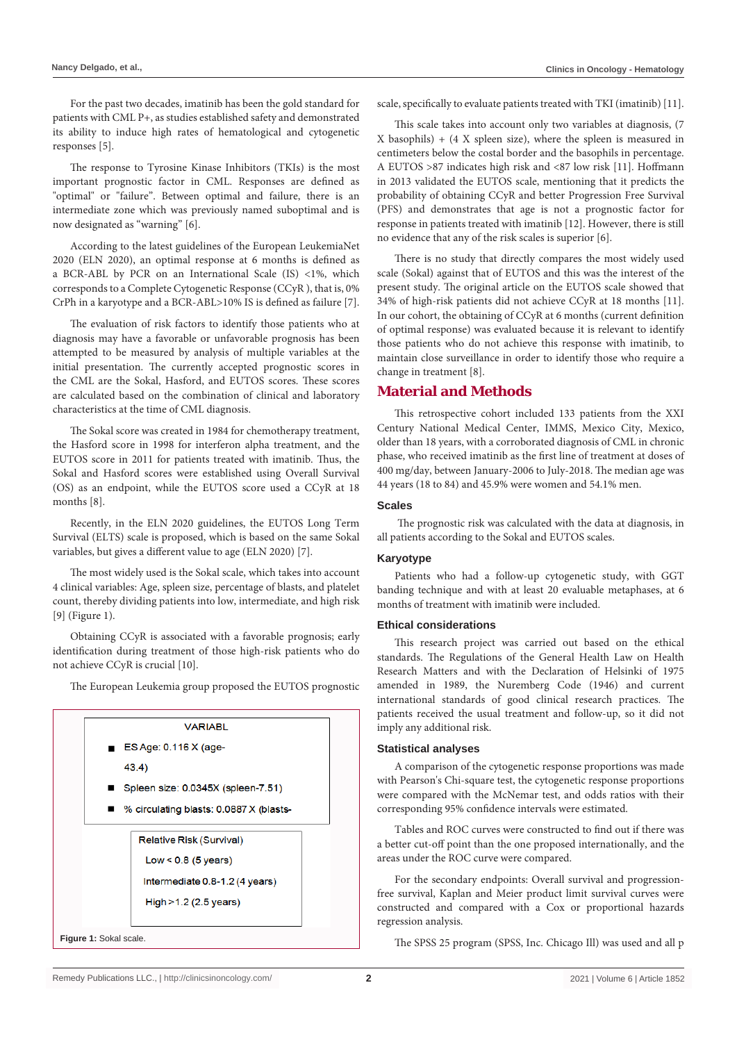For the past two decades, imatinib has been the gold standard for patients with CML P+, as studies established safety and demonstrated its ability to induce high rates of hematological and cytogenetic responses [5].

The response to Tyrosine Kinase Inhibitors (TKIs) is the most important prognostic factor in CML. Responses are defined as "optimal" or "failure". Between optimal and failure, there is an intermediate zone which was previously named suboptimal and is now designated as "warning" [6].

According to the latest guidelines of the European LeukemiaNet 2020 (ELN 2020), an optimal response at 6 months is defined as a BCR-ABL by PCR on an International Scale (IS) <1%, which corresponds to a Complete Cytogenetic Response (CCyR ), that is, 0% CrPh in a karyotype and a BCR-ABL>10% IS is defined as failure [7].

The evaluation of risk factors to identify those patients who at diagnosis may have a favorable or unfavorable prognosis has been attempted to be measured by analysis of multiple variables at the initial presentation. The currently accepted prognostic scores in the CML are the Sokal, Hasford, and EUTOS scores. These scores are calculated based on the combination of clinical and laboratory characteristics at the time of CML diagnosis.

The Sokal score was created in 1984 for chemotherapy treatment, the Hasford score in 1998 for interferon alpha treatment, and the EUTOS score in 2011 for patients treated with imatinib. Thus, the Sokal and Hasford scores were established using Overall Survival (OS) as an endpoint, while the EUTOS score used a CCyR at 18 months [8].

Recently, in the ELN 2020 guidelines, the EUTOS Long Term Survival (ELTS) scale is proposed, which is based on the same Sokal variables, but gives a different value to age (ELN 2020) [7].

The most widely used is the Sokal scale, which takes into account 4 clinical variables: Age, spleen size, percentage of blasts, and platelet count, thereby dividing patients into low, intermediate, and high risk [9] (Figure 1).

Obtaining CCyR is associated with a favorable prognosis; early identification during treatment of those high-risk patients who do not achieve CCyR is crucial [10].

The European Leukemia group proposed the EUTOS prognostic scale, specifically to evaluate patients treated with TKI (imatinib) [11].

VARIABL

- ES Age: 0.116 X (age-43.4)
- Spleen size: 0.0345X (spleen-7.51)
- % circulating blasts: 0.0887 X (blasts-

Relative Risk (Survival)

Low < 0.8 (5 years)

Intermediate 0.8-1.2 (4 years)

High >1.2 (2.5 years)

**Figure 1:** Sokal scale.

This scale takes into account only two variables at diagnosis, (7 X basophils) + (4 X spleen size), where the spleen is measured in centimeters below the costal border and the basophils in percentage. A EUTOS >87 indicates high risk and <87 low risk [11]. Hoffmann in 2013 validated the EUTOS scale, mentioning that it predicts the probability of obtaining CCyR and better Progression Free Survival (PFS) and demonstrates that age is not a prognostic factor for response in patients treated with imatinib [12]. However, there is still no evidence that any of the risk scales is superior [6].

There is no study that directly compares the most widely used scale (Sokal) against that of EUTOS and this was the interest of the present study. The original article on the EUTOS scale showed that 34% of high-risk patients did not achieve CCyR at 18 months [11]. In our cohort, the obtaining of CCyR at 6 months (current definition of optimal response) was evaluated because it is relevant to identify those patients who do not achieve this response with imatinib, to maintain close surveillance in order to identify those who require a change in treatment [8].

## Material and Methods

This retrospective cohort included 133 patients from the XXI Century National Medical Center, IMMS, Mexico City, Mexico, older than 18 years, with a corroborated diagnosis of CML in chronic phase, who received imatinib as the first line of treatment at doses of 400 mg/day, between January-2006 to July-2018. The median age was 44 years (18 to 84) and 45.9% were women and 54.1% men.

### Scales

The prognostic risk was calculated with the data at diagnosis, in all patients according to the Sokal and EUTOS scales.

### Karyotype

Patients who had a follow-up cytogenetic study, with GGT banding technique and with at least 20 evaluable metaphases, at 6 months of treatment with imatinib were included.

### Ethical considerations

This research project was carried out based on the ethical standards. The Regulations of the General Health Law on Health Research Matters and with the Declaration of Helsinki of 1975 amended in 1989, the Nuremberg Code (1946) and current international standards of good clinical research practices. The patients received the usual treatment and follow-up, so it did not imply any additional risk.

### Statistical analyses

A comparison of the cytogenetic response proportions was made with Pearson's Chi-square test, the cytogenetic response proportions were compared with the McNemar test, and odds ratios with their corresponding 95% confidence intervals were estimated.

Tables and ROC curves were constructed to find out if there was a better cut-off point than the one proposed internationally, and the areas under the ROC curve were compared.

For the secondary endpoints: Overall survival and progression-free survival, Kaplan and Meier product limit survival curves were constructed and compared with a Cox or proportional hazards regression analysis.

The SPSS 25 program (SPSS, Inc. Chicago Ill) was used and all p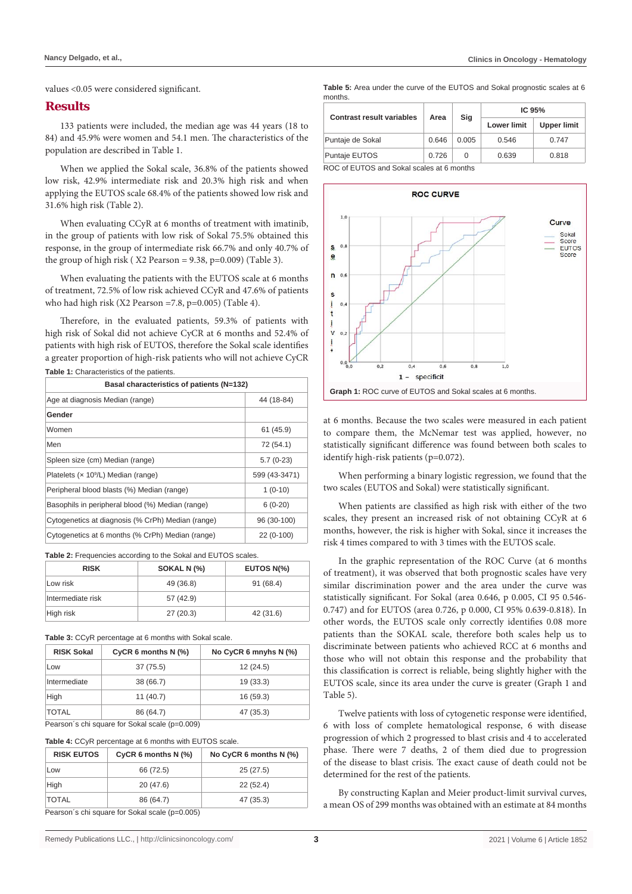values <0.05 were considered significant.

## Results

133 patients were included, the median age was 44 years (18 to 84) and 45.9% were women and 54.1 men. The characteristics of the population are described in Table 1.

When we applied the Sokal scale, 36.8% of the patients showed low risk, 42.9% intermediate risk and 20.3% high risk and when applying the EUTOS scale 68.4% of the patients showed low risk and 31.6% high risk (Table 2).

When evaluating CCyR at 6 months of treatment with imatinib, in the group of patients with low risk of Sokal 75.5% obtained this response, in the group of intermediate risk 66.7% and only 40.7% of the group of high risk ( X2 Pearson = 9.38, p=0.009) (Table 3).

When evaluating the patients with the EUTOS scale at 6 months of treatment, 72.5% of low risk achieved CCyR and 47.6% of patients who had high risk (X2 Pearson =7.8, p=0.005) (Table 4).

Therefore, in the evaluated patients, 59.3% of patients with high risk of Sokal did not achieve CyCR at 6 months and 52.4% of patients with high risk of EUTOS, therefore the Sokal scale identifies a greater proportion of high-risk patients who will not achieve CyCR

**Table 1:** Characteristics of the patients.

| Basal characteristics of patients (N=132) | |
|---|---|
| Age at diagnosis Median (range) | 44 (18-84) |
| **Gender** | |
| Women | 61 (45.9) |
| Men | 72 (54.1) |
| Spleen size (cm) Median (range) | 5.7 (0-23) |
| Platelets (× $10^9$/L) Median (range) | 599 (43-3471) |
| Peripheral blood blasts (%) Median (range) | 1 (0-10) |
| Basophils in peripheral blood (%) Median (range) | 6 (0-20) |
| Cytogenetics at diagnosis (% CrPh) Median (range) | 96 (30-100) |
| Cytogenetics at 6 months (% CrPh) Median (range) | 22 (0-100) |

**Table 2:** Frequencies according to the Sokal and EUTOS scales.

| RISK | SOKAL N (%) | EUTOS N(%) |
|---|---|---|
| Low risk | 49 (36.8) | 91 (68.4) |
| Intermediate risk | 57 (42.9) | |
| High risk | 27 (20.3) | 42 (31.6) |

**Table 3:** CCyR percentage at 6 months with Sokal scale.

| RISK Sokal | CyCR 6 months N (%) | No CyCR 6 mnyhs N (%) |
|---|---|---|
| Low | 37 (75.5) | 12 (24.5) |
| Intermediate | 38 (66.7) | 19 (33.3) |
| High | 11 (40.7) | 16 (59.3) |
| TOTAL | 86 (64.7) | 47 (35.3) |

Pearson´s chi square for Sokal scale (p=0.009)

**Table 4:** CCyR percentage at 6 months with EUTOS scale.

| RISK EUTOS | CyCR 6 months N (%) | No CyCR 6 months N (%) |
|---|---|---|
| Low | 66 (72.5) | 25 (27.5) |
| High | 20 (47.6) | 22 (52.4) |
| TOTAL | 86 (64.7) | 47 (35.3) |

Pearson´s chi square for Sokal scale (p=0.005)

**Table 5:** Area under the curve of the EUTOS and Sokal prognostic scales at 6 months.

| Contrast result variables | Area | Sig | IC 95% | |
|---|---|---|---|---|
| | | | Lower limit | Upper limit |
| Puntaje de Sokal | 0.646 | 0.005 | 0.546 | 0.747 |
| Puntaje EUTOS | 0.726 | 0 | 0.639 | 0.818 |

ROC of EUTOS and Sokal scales at 6 months

**Graph 1:** ROC curve of EUTOS and Sokal scales at 6 months.

at 6 months. Because the two scales were measured in each patient to compare them, the McNemar test was applied, however, no statistically significant difference was found between both scales to identify high-risk patients (p=0.072).

When performing a binary logistic regression, we found that the two scales (EUTOS and Sokal) were statistically significant.

When patients are classified as high risk with either of the two scales, they present an increased risk of not obtaining CCyR at 6 months, however, the risk is higher with Sokal, since it increases the risk 4 times compared to with 3 times with the EUTOS scale.

In the graphic representation of the ROC Curve (at 6 months of treatment), it was observed that both prognostic scales have very similar discrimination power and the area under the curve was statistically significant. For Sokal (area 0.646, p 0.005, CI 95 0.546-0.747) and for EUTOS (area 0.726, p 0.000, CI 95% 0.639-0.818). In other words, the EUTOS scale only correctly identifies 0.08 more patients than the SOKAL scale, therefore both scales help us to discriminate between patients who achieved RCC at 6 months and those who will not obtain this response and the probability that this classification is correct is reliable, being slightly higher with the EUTOS scale, since its area under the curve is greater (Graph 1 and Table 5).

Twelve patients with loss of cytogenetic response were identified, 6 with loss of complete hematological response, 6 with disease progression of which 2 progressed to blast crisis and 4 to accelerated phase. There were 7 deaths, 2 of them died due to progression of the disease to blast crisis. The exact cause of death could not be determined for the rest of the patients.

By constructing Kaplan and Meier product-limit survival curves, a mean OS of 299 months was obtained with an estimate at 84 months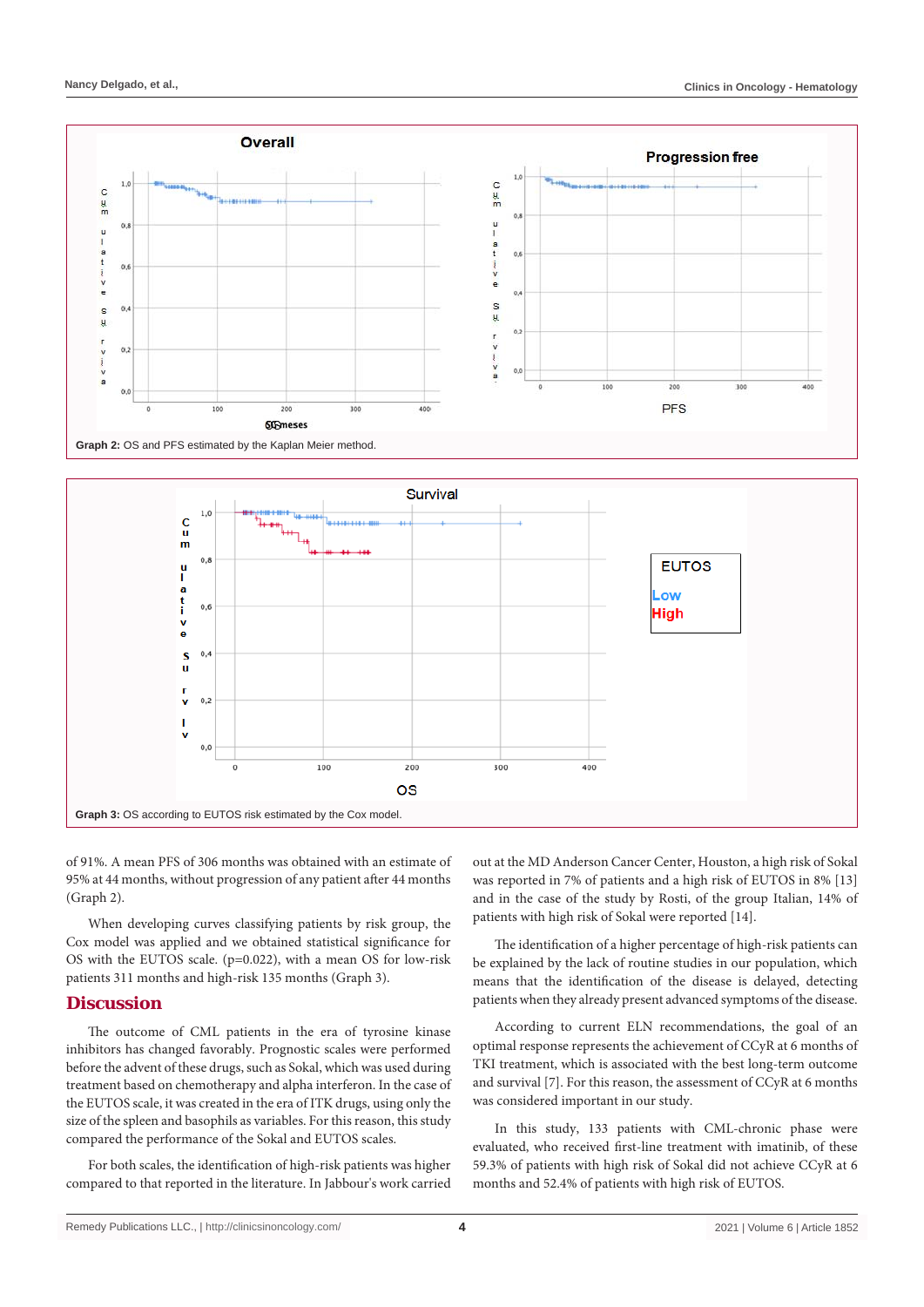Graph 2: OS and PFS estimated by the Kaplan Meier method.

Graph 3: OS according to EUTOS risk estimated by the Cox model.

of 91%. A mean PFS of 306 months was obtained with an estimate of 95% at 44 months, without progression of any patient after 44 months (Graph 2).

When developing curves classifying patients by risk group, the Cox model was applied and we obtained statistical significance for OS with the EUTOS scale. (p=0.022), with a mean OS for low-risk patients 311 months and high-risk 135 months (Graph 3).

## Discussion

The outcome of CML patients in the era of tyrosine kinase inhibitors has changed favorably. Prognostic scales were performed before the advent of these drugs, such as Sokal, which was used during treatment based on chemotherapy and alpha interferon. In the case of the EUTOS scale, it was created in the era of ITK drugs, using only the size of the spleen and basophils as variables. For this reason, this study compared the performance of the Sokal and EUTOS scales.

For both scales, the identification of high-risk patients was higher compared to that reported in the literature. In Jabbour's work carried out at the MD Anderson Cancer Center, Houston, a high risk of Sokal was reported in 7% of patients and a high risk of EUTOS in 8% [13] and in the case of the study by Rosti, of the group Italian, 14% of patients with high risk of Sokal were reported [14].

The identification of a higher percentage of high-risk patients can be explained by the lack of routine studies in our population, which means that the identification of the disease is delayed, detecting patients when they already present advanced symptoms of the disease.

According to current ELN recommendations, the goal of an optimal response represents the achievement of CCyR at 6 months of TKI treatment, which is associated with the best long-term outcome and survival [7]. For this reason, the assessment of CCyR at 6 months was considered important in our study.

In this study, 133 patients with CML-chronic phase were evaluated, who received first-line treatment with imatinib, of these 59.3% of patients with high risk of Sokal did not achieve CCyR at 6 months and 52.4% of patients with high risk of EUTOS.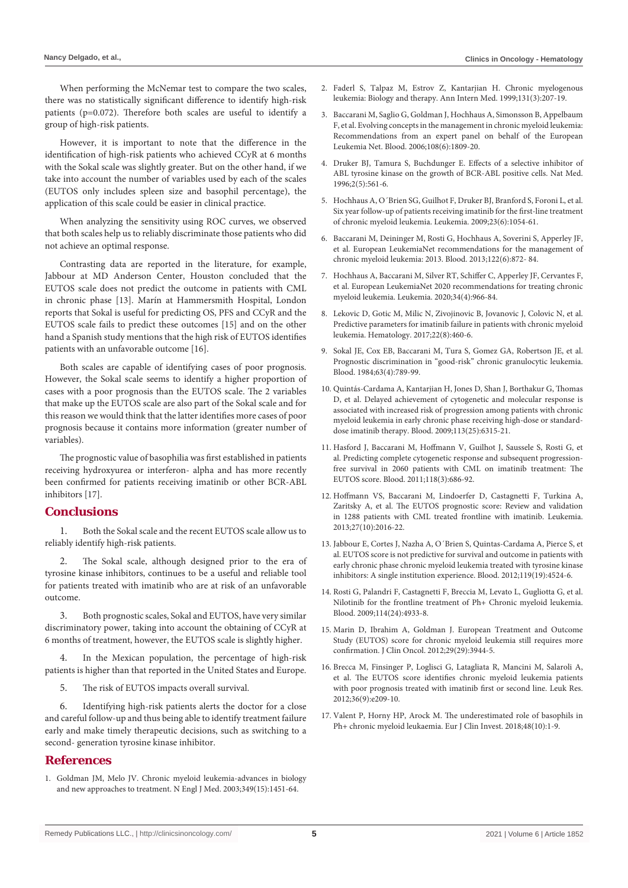When performing the McNemar test to compare the two scales, there was no statistically significant difference to identify high-risk patients (p=0.072). Therefore both scales are useful to identify a group of high-risk patients.

However, it is important to note that the difference in the identification of high-risk patients who achieved CCyR at 6 months with the Sokal scale was slightly greater. But on the other hand, if we take into account the number of variables used by each of the scales (EUTOS only includes spleen size and basophil percentage), the application of this scale could be easier in clinical practice.

When analyzing the sensitivity using ROC curves, we observed that both scales help us to reliably discriminate those patients who did not achieve an optimal response.

Contrasting data are reported in the literature, for example, Jabbour at MD Anderson Center, Houston concluded that the EUTOS scale does not predict the outcome in patients with CML in chronic phase [13]. Marín at Hammersmith Hospital, London reports that Sokal is useful for predicting OS, PFS and CCyR and the EUTOS scale fails to predict these outcomes [15] and on the other hand a Spanish study mentions that the high risk of EUTOS identifies patients with an unfavorable outcome [16].

Both scales are capable of identifying cases of poor prognosis. However, the Sokal scale seems to identify a higher proportion of cases with a poor prognosis than the EUTOS scale. The 2 variables that make up the EUTOS scale are also part of the Sokal scale and for this reason we would think that the latter identifies more cases of poor prognosis because it contains more information (greater number of variables).

The prognostic value of basophilia was first established in patients receiving hydroxyurea or interferon- alpha and has more recently been confirmed for patients receiving imatinib or other BCR-ABL inhibitors [17].

## Conclusions

1. Both the Sokal scale and the recent EUTOS scale allow us to reliably identify high-risk patients.

2. The Sokal scale, although designed prior to the era of tyrosine kinase inhibitors, continues to be a useful and reliable tool for patients treated with imatinib who are at risk of an unfavorable outcome.

3. Both prognostic scales, Sokal and EUTOS, have very similar discriminatory power, taking into account the obtaining of CCyR at 6 months of treatment, however, the EUTOS scale is slightly higher.

4. In the Mexican population, the percentage of high-risk patients is higher than that reported in the United States and Europe.

5. The risk of EUTOS impacts overall survival.

6. Identifying high-risk patients alerts the doctor for a close and careful follow-up and thus being able to identify treatment failure early and make timely therapeutic decisions, such as switching to a second- generation tyrosine kinase inhibitor.

## References

1. Goldman JM, Melo JV. Chronic myeloid leukemia-advances in biology and new approaches to treatment. N Engl J Med. 2003;349(15):1451-64.

2. Faderl S, Talpaz M, Estrov Z, Kantarjian H. Chronic myelogenous leukemia: Biology and therapy. Ann Intern Med. 1999;131(3):207-19.

3. Baccarani M, Saglio G, Goldman J, Hochhaus A, Simonsson B, Appelbaum F, et al. Evolving concepts in the management in chronic myeloid leukemia: Recommendations from an expert panel on behalf of the European Leukemia Net. Blood. 2006;108(6):1809-20.

4. Druker BJ, Tamura S, Buchdunger E. Effects of a selective inhibitor of ABL tyrosine kinase on the growth of BCR-ABL positive cells. Nat Med. 1996;2(5):561-6.

5. Hochhaus A, O´Brien SG, Guilhot F, Druker BJ, Branford S, Foroni L, et al. Six year follow-up of patients receiving imatinib for the first-line treatment of chronic myeloid leukemia. Leukemia. 2009;23(6):1054-61.

6. Baccarani M, Deininger M, Rosti G, Hochhaus A, Soverini S, Apperley JF, et al. European LeukemiaNet recommendations for the management of chronic myeloid leukemia: 2013. Blood. 2013;122(6):872- 84.

7. Hochhaus A, Baccarani M, Silver RT, Schiffer C, Apperley JF, Cervantes F, et al. European LeukemiaNet 2020 recommendations for treating chronic myeloid leukemia. Leukemia. 2020;34(4):966-84.

8. Lekovic D, Gotic M, Milic N, Zivojinovic B, Jovanovic J, Colovic N, et al. Predictive parameters for imatinib failure in patients with chronic myeloid leukemia. Hematology. 2017;22(8):460-6.

9. Sokal JE, Cox EB, Baccarani M, Tura S, Gomez GA, Robertson JE, et al. Prognostic discrimination in "good-risk" chronic granulocytic leukemia. Blood. 1984;63(4):789-99.

10. Quintás-Cardama A, Kantarjian H, Jones D, Shan J, Borthakur G, Thomas D, et al. Delayed achievement of cytogenetic and molecular response is associated with increased risk of progression among patients with chronic myeloid leukemia in early chronic phase receiving high-dose or standard-dose imatinib therapy. Blood. 2009;113(25):6315-21.

11. Hasford J, Baccarani M, Hoffmann V, Guilhot J, Saussele S, Rosti G, et al. Predicting complete cytogenetic response and subsequent progression-free survival in 2060 patients with CML on imatinib treatment: The EUTOS score. Blood. 2011;118(3):686-92.

12. Hoffmann VS, Baccarani M, Lindoerfer D, Castagnetti F, Turkina A, Zaritsky A, et al. The EUTOS prognostic score: Review and validation in 1288 patients with CML treated frontline with imatinib. Leukemia. 2013;27(10):2016-22.

13. Jabbour E, Cortes J, Nazha A, O´Brien S, Quintas-Cardama A, Pierce S, et al. EUTOS score is not predictive for survival and outcome in patients with early chronic phase chronic myeloid leukemia treated with tyrosine kinase inhibitors: A single institution experience. Blood. 2012;119(19):4524-6.

14. Rosti G, Palandri F, Castagnetti F, Breccia M, Levato L, Gugliotta G, et al. Nilotinib for the frontline treatment of Ph+ Chronic myeloid leukemia. Blood. 2009;114(24):4933-8.

15. Marin D, Ibrahim A, Goldman J. European Treatment and Outcome Study (EUTOS) score for chronic myeloid leukemia still requires more confirmation. J Clin Oncol. 2012;29(29):3944-5.

16. Brecca M, Finsinger P, Loglisci G, Latagliata R, Mancini M, Salaroli A, et al. The EUTOS score identifies chronic myeloid leukemia patients with poor prognosis treated with imatinib first or second line. Leuk Res. 2012;36(9):e209-10.

17. Valent P, Horny HP, Arock M. The underestimated role of basophils in Ph+ chronic myeloid leukaemia. Eur J Clin Invest. 2018;48(10):1-9.